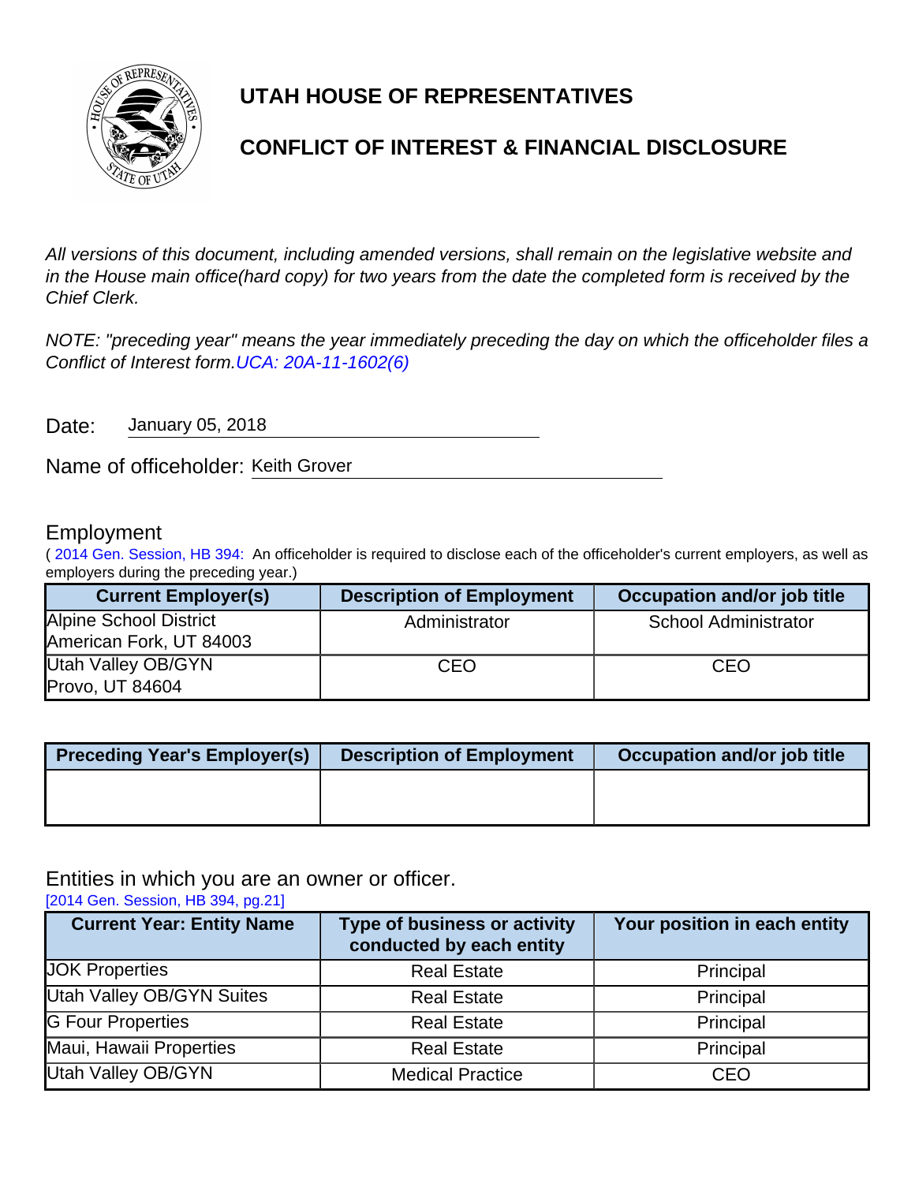# UTAH HOUSE OF REPRESENTATIVES

## CONFLICT OF INTEREST & FINANCIAL DISCLOSURE

*All versions of this document, including amended versions, shall remain on the legislative website and in the House main office(hard copy) for two years from the date the completed form is received by the Chief Clerk.*

*NOTE: "preceding year" means the year immediately preceding the day on which the officeholder files a Conflict of Interest form.UCA: 20A-11-1602(6)*

Date: January 05, 2018

Name of officeholder: Keith Grover

### Employment

( 2014 Gen. Session, HB 394: An officeholder is required to disclose each of the officeholder's current employers, as well as employers during the preceding year.)

| Current Employer(s) | Description of Employment | Occupation and/or job title |
|---|---|---|
| Alpine School District American Fork, UT 84003 | Administrator | School Administrator |
| Utah Valley OB/GYN Provo, UT 84604 | CEO | CEO |

| Preceding Year's Employer(s) | Description of Employment | Occupation and/or job title |
|---|---|---|
| | | |

### Entities in which you are an owner or officer.

[2014 Gen. Session, HB 394, pg.21]

| Current Year: Entity Name | Type of business or activity conducted by each entity | Your position in each entity |
|---|---|---|
| JOK Properties | Real Estate | Principal |
| Utah Valley OB/GYN Suites | Real Estate | Principal |
| G Four Properties | Real Estate | Principal |
| Maui, Hawaii Properties | Real Estate | Principal |
| Utah Valley OB/GYN | Medical Practice | CEO |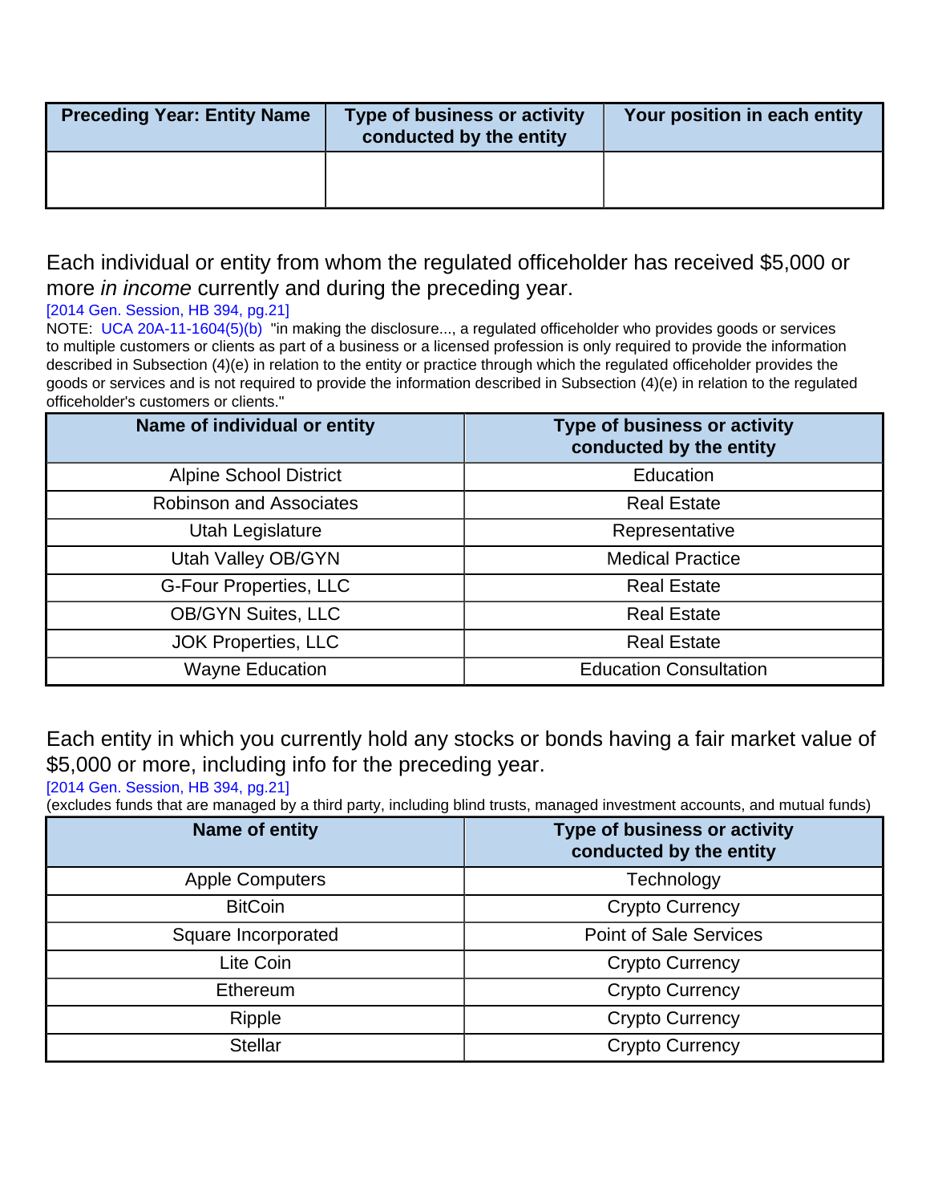| Preceding Year: Entity Name | Type of business or activity conducted by the entity | Your position in each entity |
|---|---|---|
| | | |

Each individual or entity from whom the regulated officeholder has received $5,000 or more *in income* currently and during the preceding year.

[2014 Gen. Session, HB 394, pg.21]

NOTE: UCA 20A-11-1604(5)(b) "in making the disclosure..., a regulated officeholder who provides goods or services to multiple customers or clients as part of a business or a licensed profession is only required to provide the information described in Subsection (4)(e) in relation to the entity or practice through which the regulated officeholder provides the goods or services and is not required to provide the information described in Subsection (4)(e) in relation to the regulated officeholder's customers or clients."

| Name of individual or entity | Type of business or activity conducted by the entity |
|---|---|
| Alpine School District | Education |
| Robinson and Associates | Real Estate |
| Utah Legislature | Representative |
| Utah Valley OB/GYN | Medical Practice |
| G-Four Properties, LLC | Real Estate |
| OB/GYN Suites, LLC | Real Estate |
| JOK Properties, LLC | Real Estate |
| Wayne Education | Education Consultation |

Each entity in which you currently hold any stocks or bonds having a fair market value of $5,000 or more, including info for the preceding year.

[2014 Gen. Session, HB 394, pg.21]

(excludes funds that are managed by a third party, including blind trusts, managed investment accounts, and mutual funds)

| Name of entity | Type of business or activity conducted by the entity |
|---|---|
| Apple Computers | Technology |
| BitCoin | Crypto Currency |
| Square Incorporated | Point of Sale Services |
| Lite Coin | Crypto Currency |
| Ethereum | Crypto Currency |
| Ripple | Crypto Currency |
| Stellar | Crypto Currency |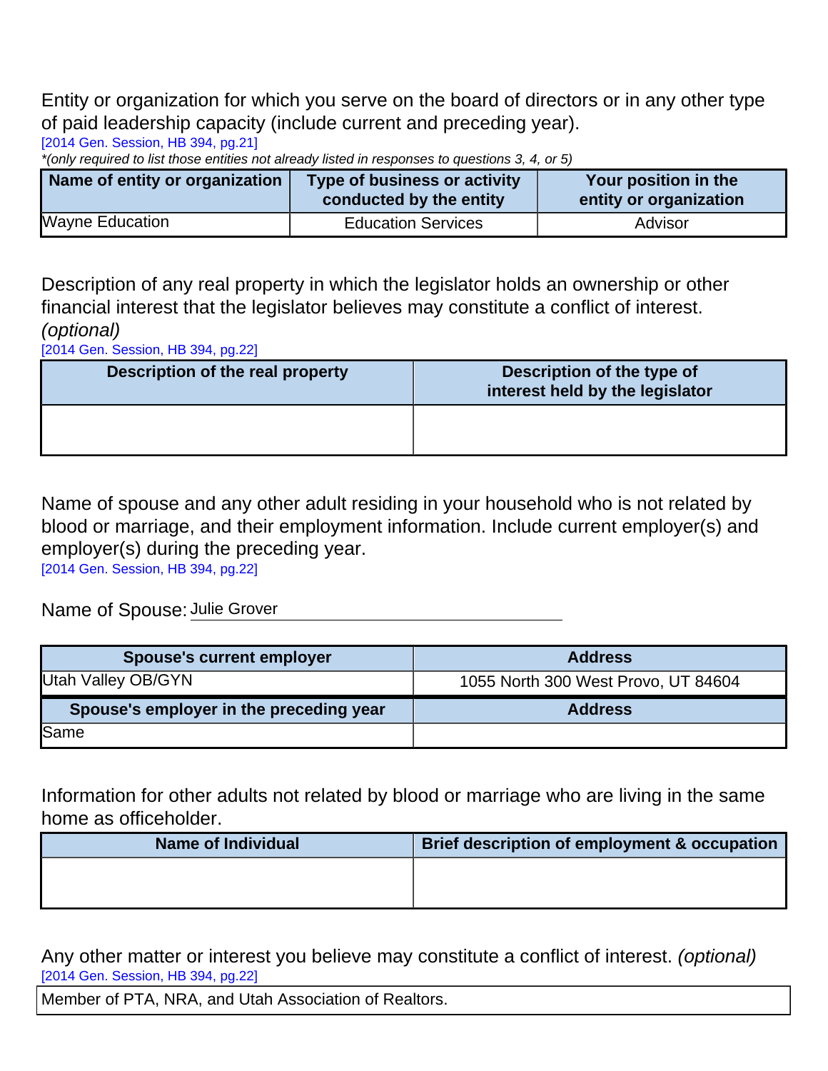Entity or organization for which you serve on the board of directors or in any other type of paid leadership capacity (include current and preceding year).

[2014 Gen. Session, HB 394, pg.21]

*(only required to list those entities not already listed in responses to questions 3, 4, or 5)*

| Name of entity or organization | Type of business or activity conducted by the entity | Your position in the entity or organization |
|---|---|---|
| Wayne Education | Education Services | Advisor |

Description of any real property in which the legislator holds an ownership or other financial interest that the legislator believes may constitute a conflict of interest. *(optional)*

[2014 Gen. Session, HB 394, pg.22]

| Description of the real property | Description of the type of interest held by the legislator |
|---|---|
| | |

Name of spouse and any other adult residing in your household who is not related by blood or marriage, and their employment information. Include current employer(s) and employer(s) during the preceding year.

[2014 Gen. Session, HB 394, pg.22]

Name of Spouse: Julie Grover

| Spouse's current employer | Address |
|---|---|
| Utah Valley OB/GYN | 1055 North 300 West Provo, UT 84604 |
| **Spouse's employer in the preceding year** | **Address** |
| Same | |

Information for other adults not related by blood or marriage who are living in the same home as officeholder.

| Name of Individual | Brief description of employment & occupation |
|---|---|
| | |

Any other matter or interest you believe may constitute a conflict of interest. *(optional)*

[2014 Gen. Session, HB 394, pg.22]

Member of PTA, NRA, and Utah Association of Realtors.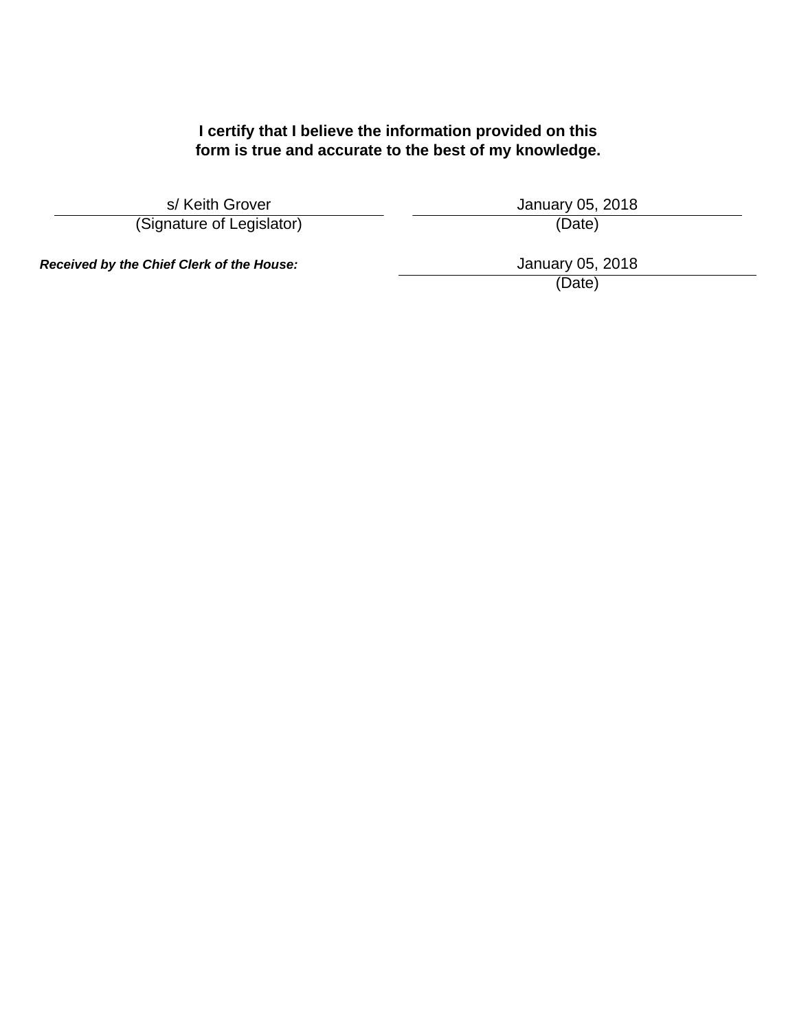**I certify that I believe the information provided on this form is true and accurate to the best of my knowledge.**

| | |
|---|---|
| s/ Keith Grover | January 05, 2018 |
| (Signature of Legislator) | (Date) |

***Received by the Chief Clerk of the House:*** January 05, 2018
(Date)